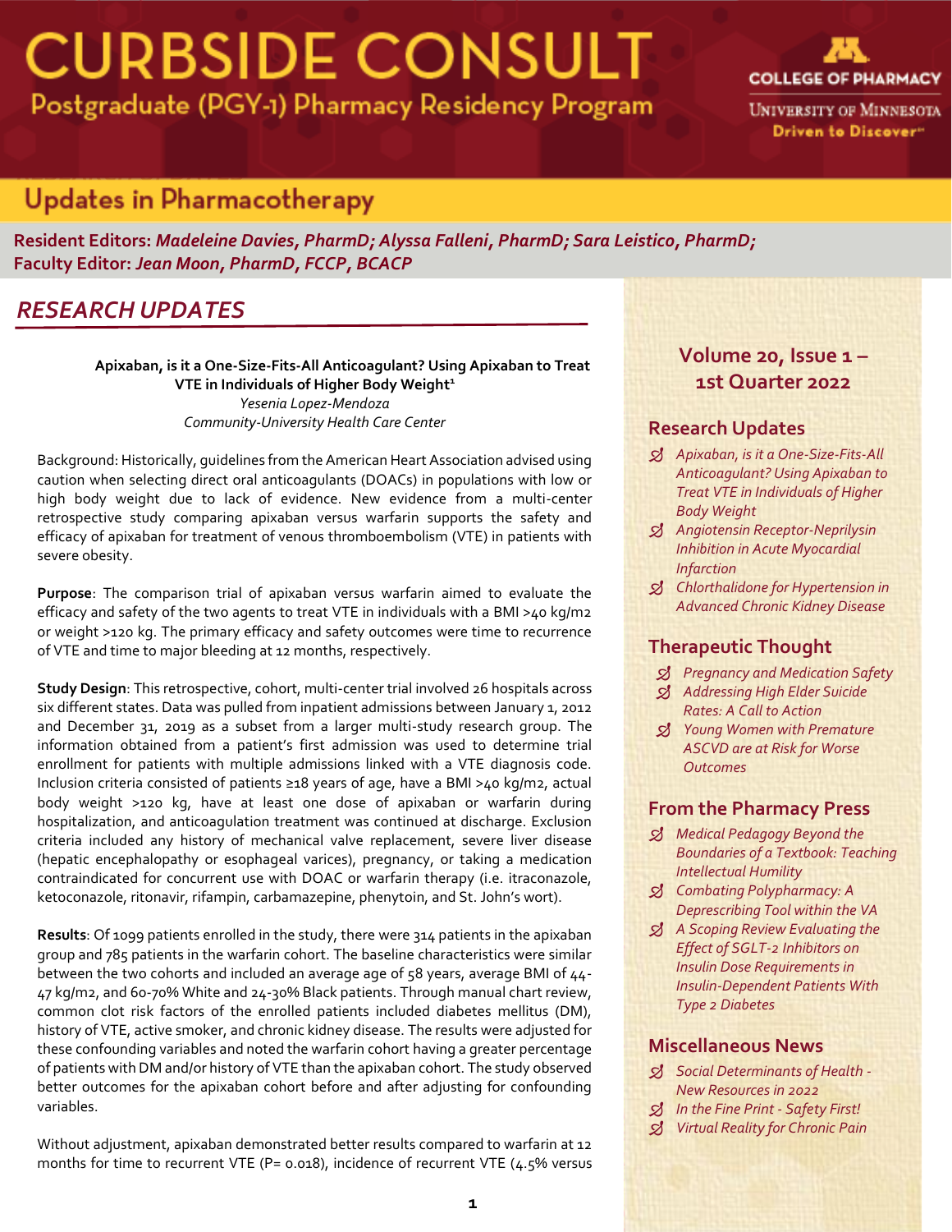# CURBSIDE CONSULT

Postgraduate (PGY-1) Pharmacy Residency Program

COLLEGE OF PHARMACY

UNIVERSITY OF MINNESOTA

Driven to Discover

## Updates in Pharmacotherapy

**Resident Editors:** ***Madeleine Davies, PharmD; Alyssa Falleni, PharmD; Sara Leistico, PharmD;***
**Faculty Editor:** ***Jean Moon, PharmD, FCCP, BCACP***

## RESEARCH UPDATES

**Apixaban, is it a One-Size-Fits-All Anticoagulant? Using Apixaban to Treat VTE in Individuals of Higher Body Weight[1]**
*Yesenia Lopez-Mendoza*
*Community-University Health Care Center*

Background: Historically, guidelines from the American Heart Association advised using caution when selecting direct oral anticoagulants (DOACs) in populations with low or high body weight due to lack of evidence. New evidence from a multi-center retrospective study comparing apixaban versus warfarin supports the safety and efficacy of apixaban for treatment of venous thromboembolism (VTE) in patients with severe obesity.

**Purpose**: The comparison trial of apixaban versus warfarin aimed to evaluate the efficacy and safety of the two agents to treat VTE in individuals with a BMI >40 kg/m2 or weight >120 kg. The primary efficacy and safety outcomes were time to recurrence of VTE and time to major bleeding at 12 months, respectively.

**Study Design**: This retrospective, cohort, multi-center trial involved 26 hospitals across six different states. Data was pulled from inpatient admissions between January 1, 2012 and December 31, 2019 as a subset from a larger multi-study research group. The information obtained from a patient's first admission was used to determine trial enrollment for patients with multiple admissions linked with a VTE diagnosis code. Inclusion criteria consisted of patients ≥18 years of age, have a BMI >40 kg/m2, actual body weight >120 kg, have at least one dose of apixaban or warfarin during hospitalization, and anticoagulation treatment was continued at discharge. Exclusion criteria included any history of mechanical valve replacement, severe liver disease (hepatic encephalopathy or esophageal varices), pregnancy, or taking a medication contraindicated for concurrent use with DOAC or warfarin therapy (i.e. itraconazole, ketoconazole, ritonavir, rifampin, carbamazepine, phenytoin, and St. John's wort).

**Results**: Of 1099 patients enrolled in the study, there were 314 patients in the apixaban group and 785 patients in the warfarin cohort. The baseline characteristics were similar between the two cohorts and included an average age of 58 years, average BMI of 44-47 kg/m2, and 60-70% White and 24-30% Black patients. Through manual chart review, common clot risk factors of the enrolled patients included diabetes mellitus (DM), history of VTE, active smoker, and chronic kidney disease. The results were adjusted for these confounding variables and noted the warfarin cohort having a greater percentage of patients with DM and/or history of VTE than the apixaban cohort. The study observed better outcomes for the apixaban cohort before and after adjusting for confounding variables.

Without adjustment, apixaban demonstrated better results compared to warfarin at 12 months for time to recurrent VTE (P= 0.018), incidence of recurrent VTE (4.5% versus

---

### Volume 20, Issue 1 – 1st Quarter 2022

### Research Updates

- *Apixaban, is it a One-Size-Fits-All Anticoagulant? Using Apixaban to Treat VTE in Individuals of Higher Body Weight*
- *Angiotensin Receptor-Neprilysin Inhibition in Acute Myocardial Infarction*
- *Chlorthalidone for Hypertension in Advanced Chronic Kidney Disease*

### Therapeutic Thought

- *Pregnancy and Medication Safety*
- *Addressing High Elder Suicide Rates: A Call to Action*
- *Young Women with Premature ASCVD are at Risk for Worse Outcomes*

### From the Pharmacy Press

- *Medical Pedagogy Beyond the Boundaries of a Textbook: Teaching Intellectual Humility*
- *Combating Polypharmacy: A Deprescribing Tool within the VA*
- *A Scoping Review Evaluating the Effect of SGLT-2 Inhibitors on Insulin Dose Requirements in Insulin-Dependent Patients With Type 2 Diabetes*

### Miscellaneous News

- *Social Determinants of Health - New Resources in 2022*
- *In the Fine Print - Safety First!*
- *Virtual Reality for Chronic Pain*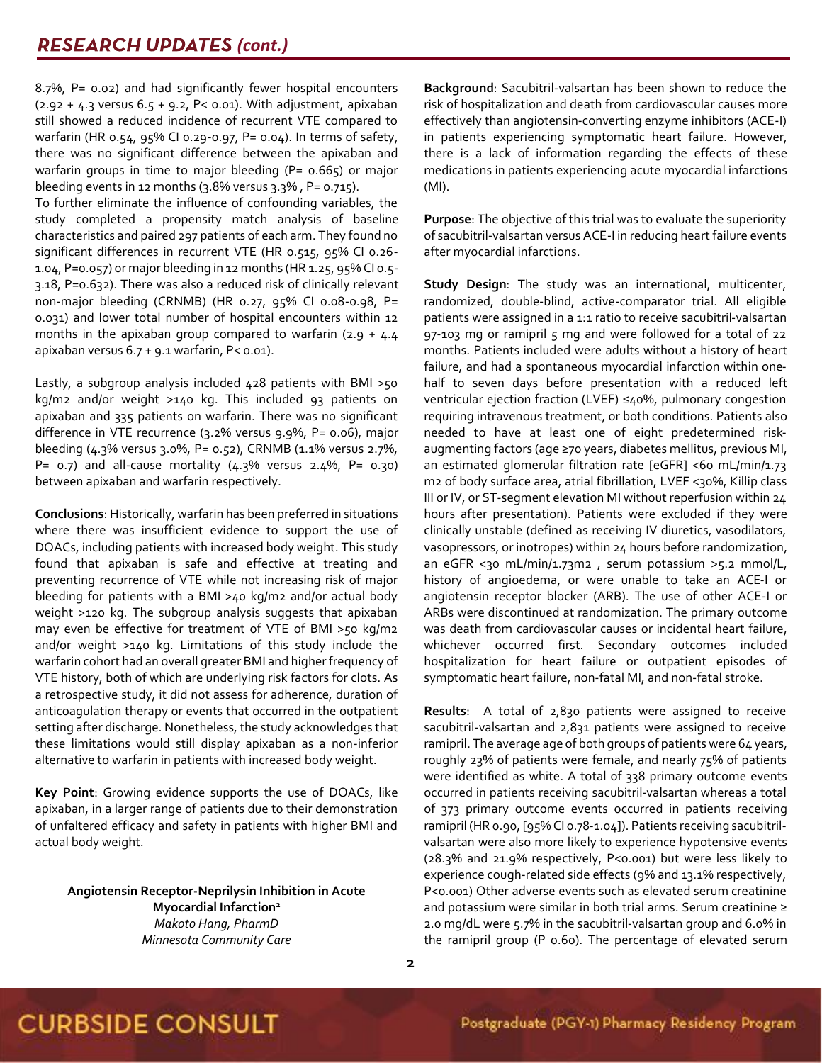8.7%, P= 0.02) and had significantly fewer hospital encounters (2.92 + 4.3 versus 6.5 + 9.2, P< 0.01). With adjustment, apixaban still showed a reduced incidence of recurrent VTE compared to warfarin (HR 0.54, 95% CI 0.29-0.97, P= 0.04). In terms of safety, there was no significant difference between the apixaban and warfarin groups in time to major bleeding (P= 0.665) or major bleeding events in 12 months (3.8% versus 3.3% , P= 0.715).

To further eliminate the influence of confounding variables, the study completed a propensity match analysis of baseline characteristics and paired 297 patients of each arm. They found no significant differences in recurrent VTE (HR 0.515, 95% CI 0.26-1.04, P=0.057) or major bleeding in 12 months (HR 1.25, 95% CI 0.5-3.18, P=0.632). There was also a reduced risk of clinically relevant non-major bleeding (CRNMB) (HR 0.27, 95% CI 0.08-0.98, P= 0.031) and lower total number of hospital encounters within 12 months in the apixaban group compared to warfarin (2.9 + 4.4 apixaban versus 6.7 + 9.1 warfarin, P< 0.01).

Lastly, a subgroup analysis included 428 patients with BMI >50 kg/m2 and/or weight >140 kg. This included 93 patients on apixaban and 335 patients on warfarin. There was no significant difference in VTE recurrence (3.2% versus 9.9%, P= 0.06), major bleeding (4.3% versus 3.0%, P= 0.52), CRNMB (1.1% versus 2.7%, P= 0.7) and all-cause mortality (4.3% versus 2.4%, P= 0.30) between apixaban and warfarin respectively.

**Conclusions**: Historically, warfarin has been preferred in situations where there was insufficient evidence to support the use of DOACs, including patients with increased body weight. This study found that apixaban is safe and effective at treating and preventing recurrence of VTE while not increasing risk of major bleeding for patients with a BMI >40 kg/m2 and/or actual body weight >120 kg. The subgroup analysis suggests that apixaban may even be effective for treatment of VTE of BMI >50 kg/m2 and/or weight >140 kg. Limitations of this study include the warfarin cohort had an overall greater BMI and higher frequency of VTE history, both of which are underlying risk factors for clots. As a retrospective study, it did not assess for adherence, duration of anticoagulation therapy or events that occurred in the outpatient setting after discharge. Nonetheless, the study acknowledges that these limitations would still display apixaban as a non-inferior alternative to warfarin in patients with increased body weight.

**Key Point**: Growing evidence supports the use of DOACs, like apixaban, in a larger range of patients due to their demonstration of unfaltered efficacy and safety in patients with higher BMI and actual body weight.

**Angiotensin Receptor-Neprilysin Inhibition in Acute Myocardial Infarction[2]**
*Makoto Hang, PharmD*
*Minnesota Community Care*

**Background**: Sacubitril-valsartan has been shown to reduce the risk of hospitalization and death from cardiovascular causes more effectively than angiotensin-converting enzyme inhibitors (ACE-I) in patients experiencing symptomatic heart failure. However, there is a lack of information regarding the effects of these medications in patients experiencing acute myocardial infarctions (MI).

**Purpose**: The objective of this trial was to evaluate the superiority of sacubitril-valsartan versus ACE-I in reducing heart failure events after myocardial infarctions.

**Study Design**: The study was an international, multicenter, randomized, double-blind, active-comparator trial. All eligible patients were assigned in a 1:1 ratio to receive sacubitril-valsartan 97-103 mg or ramipril 5 mg and were followed for a total of 22 months. Patients included were adults without a history of heart failure, and had a spontaneous myocardial infarction within one-half to seven days before presentation with a reduced left ventricular ejection fraction (LVEF) ≤40%, pulmonary congestion requiring intravenous treatment, or both conditions. Patients also needed to have at least one of eight predetermined risk-augmenting factors (age ≥70 years, diabetes mellitus, previous MI, an estimated glomerular filtration rate [eGFR] <60 mL/min/1.73 m2 of body surface area, atrial fibrillation, LVEF <30%, Killip class III or IV, or ST-segment elevation MI without reperfusion within 24 hours after presentation). Patients were excluded if they were clinically unstable (defined as receiving IV diuretics, vasodilators, vasopressors, or inotropes) within 24 hours before randomization, an eGFR <30 mL/min/1.73m2 , serum potassium >5.2 mmol/L, history of angioedema, or were unable to take an ACE-I or angiotensin receptor blocker (ARB). The use of other ACE-I or ARBs were discontinued at randomization. The primary outcome was death from cardiovascular causes or incidental heart failure, whichever occurred first. Secondary outcomes included hospitalization for heart failure or outpatient episodes of symptomatic heart failure, non-fatal MI, and non-fatal stroke.

**Results**: A total of 2,830 patients were assigned to receive sacubitril-valsartan and 2,831 patients were assigned to receive ramipril. The average age of both groups of patients were 64 years, roughly 23% of patients were female, and nearly 75% of patients were identified as white. A total of 338 primary outcome events occurred in patients receiving sacubitril-valsartan whereas a total of 373 primary outcome events occurred in patients receiving ramipril (HR 0.90, [95% CI 0.78-1.04]). Patients receiving sacubitril-valsartan were also more likely to experience hypotensive events (28.3% and 21.9% respectively, P<0.001) but were less likely to experience cough-related side effects (9% and 13.1% respectively, P<0.001) Other adverse events such as elevated serum creatinine and potassium were similar in both trial arms. Serum creatinine ≥ 2.0 mg/dL were 5.7% in the sacubitril-valsartan group and 6.0% in the ramipril group (P 0.60). The percentage of elevated serum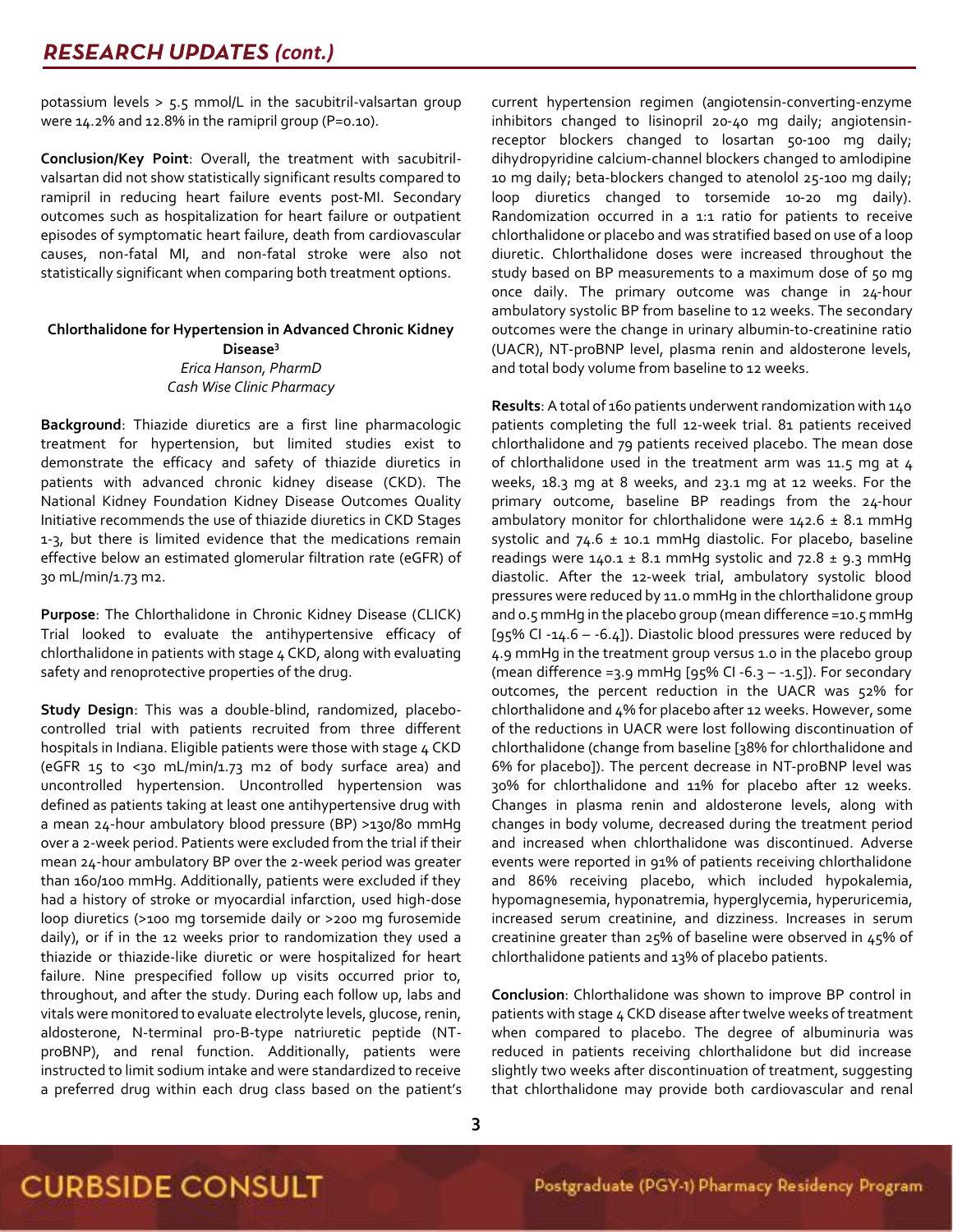potassium levels > 5.5 mmol/L in the sacubitril-valsartan group were 14.2% and 12.8% in the ramipril group (P=0.10).

**Conclusion/Key Point**: Overall, the treatment with sacubitril-valsartan did not show statistically significant results compared to ramipril in reducing heart failure events post-MI. Secondary outcomes such as hospitalization for heart failure or outpatient episodes of symptomatic heart failure, death from cardiovascular causes, non-fatal MI, and non-fatal stroke were also not statistically significant when comparing both treatment options.

### Chlorthalidone for Hypertension in Advanced Chronic Kidney Disease[3]

*Erica Hanson, PharmD*
*Cash Wise Clinic Pharmacy*

**Background**: Thiazide diuretics are a first line pharmacologic treatment for hypertension, but limited studies exist to demonstrate the efficacy and safety of thiazide diuretics in patients with advanced chronic kidney disease (CKD). The National Kidney Foundation Kidney Disease Outcomes Quality Initiative recommends the use of thiazide diuretics in CKD Stages 1-3, but there is limited evidence that the medications remain effective below an estimated glomerular filtration rate (eGFR) of 30 mL/min/1.73 m2.

**Purpose**: The Chlorthalidone in Chronic Kidney Disease (CLICK) Trial looked to evaluate the antihypertensive efficacy of chlorthalidone in patients with stage 4 CKD, along with evaluating safety and renoprotective properties of the drug.

**Study Design**: This was a double-blind, randomized, placebo-controlled trial with patients recruited from three different hospitals in Indiana. Eligible patients were those with stage 4 CKD (eGFR 15 to <30 mL/min/1.73 m2 of body surface area) and uncontrolled hypertension. Uncontrolled hypertension was defined as patients taking at least one antihypertensive drug with a mean 24-hour ambulatory blood pressure (BP) >130/80 mmHg over a 2-week period. Patients were excluded from the trial if their mean 24-hour ambulatory BP over the 2-week period was greater than 160/100 mmHg. Additionally, patients were excluded if they had a history of stroke or myocardial infarction, used high-dose loop diuretics (>100 mg torsemide daily or >200 mg furosemide daily), or if in the 12 weeks prior to randomization they used a thiazide or thiazide-like diuretic or were hospitalized for heart failure. Nine prespecified follow up visits occurred prior to, throughout, and after the study. During each follow up, labs and vitals were monitored to evaluate electrolyte levels, glucose, renin, aldosterone, N-terminal pro-B-type natriuretic peptide (NT-proBNP), and renal function. Additionally, patients were instructed to limit sodium intake and were standardized to receive a preferred drug within each drug class based on the patient's current hypertension regimen (angiotensin-converting-enzyme inhibitors changed to lisinopril 20-40 mg daily; angiotensin-receptor blockers changed to losartan 50-100 mg daily; dihydropyridine calcium-channel blockers changed to amlodipine 10 mg daily; beta-blockers changed to atenolol 25-100 mg daily; loop diuretics changed to torsemide 10-20 mg daily). Randomization occurred in a 1:1 ratio for patients to receive chlorthalidone or placebo and was stratified based on use of a loop diuretic. Chlorthalidone doses were increased throughout the study based on BP measurements to a maximum dose of 50 mg once daily. The primary outcome was change in 24-hour ambulatory systolic BP from baseline to 12 weeks. The secondary outcomes were the change in urinary albumin-to-creatinine ratio (UACR), NT-proBNP level, plasma renin and aldosterone levels, and total body volume from baseline to 12 weeks.

**Results**: A total of 160 patients underwent randomization with 140 patients completing the full 12-week trial. 81 patients received chlorthalidone and 79 patients received placebo. The mean dose of chlorthalidone used in the treatment arm was 11.5 mg at 4 weeks, 18.3 mg at 8 weeks, and 23.1 mg at 12 weeks. For the primary outcome, baseline BP readings from the 24-hour ambulatory monitor for chlorthalidone were 142.6 ± 8.1 mmHg systolic and 74.6 ± 10.1 mmHg diastolic. For placebo, baseline readings were 140.1 ± 8.1 mmHg systolic and 72.8 ± 9.3 mmHg diastolic. After the 12-week trial, ambulatory systolic blood pressures were reduced by 11.0 mmHg in the chlorthalidone group and 0.5 mmHg in the placebo group (mean difference =10.5 mmHg [95% CI -14.6 – -6.4]). Diastolic blood pressures were reduced by 4.9 mmHg in the treatment group versus 1.0 in the placebo group (mean difference =3.9 mmHg [95% CI -6.3 – -1.5]). For secondary outcomes, the percent reduction in the UACR was 52% for chlorthalidone and 4% for placebo after 12 weeks. However, some of the reductions in UACR were lost following discontinuation of chlorthalidone (change from baseline [38% for chlorthalidone and 6% for placebo]). The percent decrease in NT-proBNP level was 30% for chlorthalidone and 11% for placebo after 12 weeks. Changes in plasma renin and aldosterone levels, along with changes in body volume, decreased during the treatment period and increased when chlorthalidone was discontinued. Adverse events were reported in 91% of patients receiving chlorthalidone and 86% receiving placebo, which included hypokalemia, hypomagnesemia, hyponatremia, hyperglycemia, hyperuricemia, increased serum creatinine, and dizziness. Increases in serum creatinine greater than 25% of baseline were observed in 45% of chlorthalidone patients and 13% of placebo patients.

**Conclusion**: Chlorthalidone was shown to improve BP control in patients with stage 4 CKD disease after twelve weeks of treatment when compared to placebo. The degree of albuminuria was reduced in patients receiving chlorthalidone but did increase slightly two weeks after discontinuation of treatment, suggesting that chlorthalidone may provide both cardiovascular and renal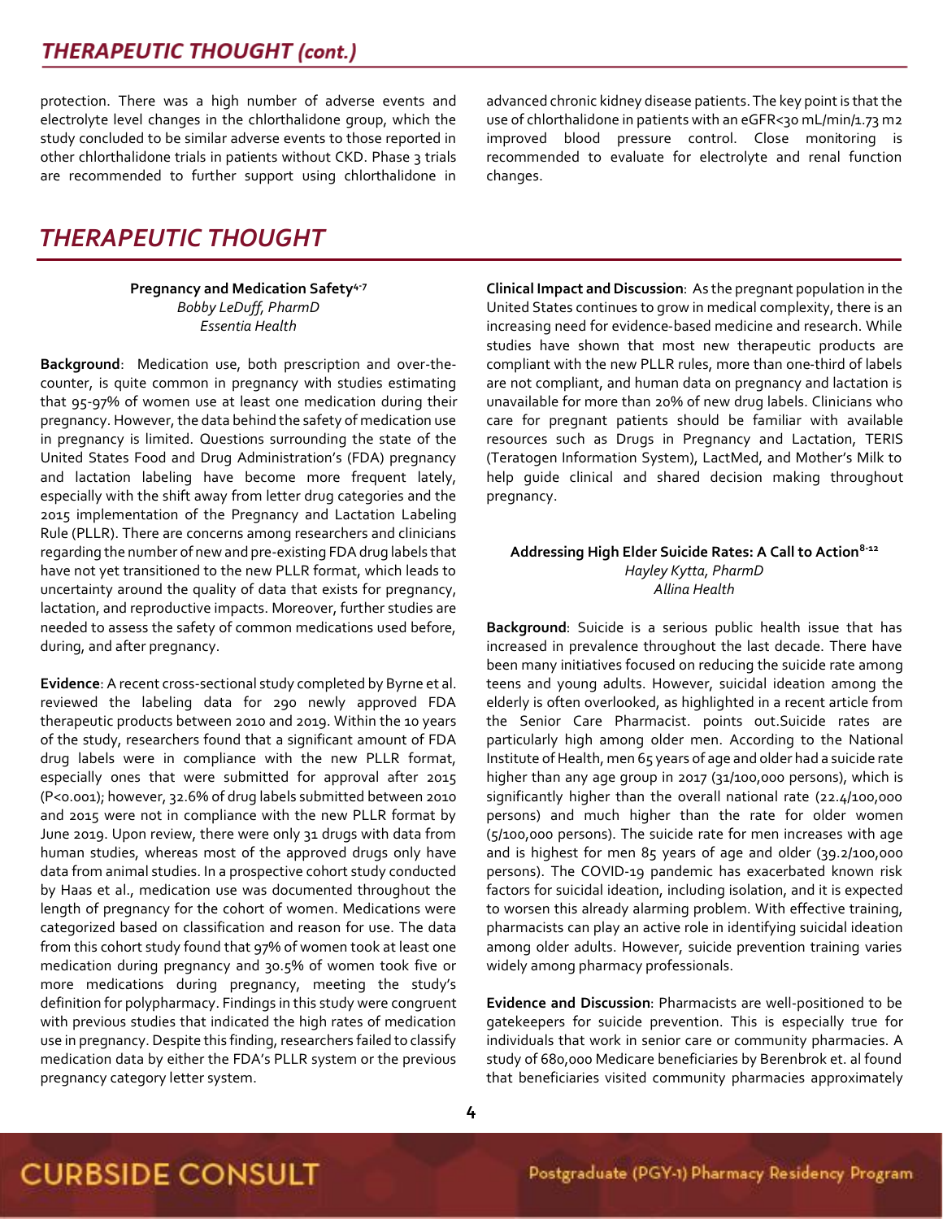## THERAPEUTIC THOUGHT (cont.)

protection. There was a high number of adverse events and electrolyte level changes in the chlorthalidone group, which the study concluded to be similar adverse events to those reported in other chlorthalidone trials in patients without CKD. Phase 3 trials are recommended to further support using chlorthalidone in advanced chronic kidney disease patients. The key point is that the use of chlorthalidone in patients with an eGFR<30 mL/min/1.73 m2 improved blood pressure control. Close monitoring is recommended to evaluate for electrolyte and renal function changes.

## THERAPEUTIC THOUGHT

### Pregnancy and Medication Safety[4-7]

*Bobby LeDuff, PharmD*
*Essentia Health*

**Background**: Medication use, both prescription and over-the-counter, is quite common in pregnancy with studies estimating that 95-97% of women use at least one medication during their pregnancy. However, the data behind the safety of medication use in pregnancy is limited. Questions surrounding the state of the United States Food and Drug Administration's (FDA) pregnancy and lactation labeling have become more frequent lately, especially with the shift away from letter drug categories and the 2015 implementation of the Pregnancy and Lactation Labeling Rule (PLLR). There are concerns among researchers and clinicians regarding the number of new and pre-existing FDA drug labels that have not yet transitioned to the new PLLR format, which leads to uncertainty around the quality of data that exists for pregnancy, lactation, and reproductive impacts. Moreover, further studies are needed to assess the safety of common medications used before, during, and after pregnancy.

**Evidence**: A recent cross-sectional study completed by Byrne et al. reviewed the labeling data for 290 newly approved FDA therapeutic products between 2010 and 2019. Within the 10 years of the study, researchers found that a significant amount of FDA drug labels were in compliance with the new PLLR format, especially ones that were submitted for approval after 2015 (P<0.001); however, 32.6% of drug labels submitted between 2010 and 2015 were not in compliance with the new PLLR format by June 2019. Upon review, there were only 31 drugs with data from human studies, whereas most of the approved drugs only have data from animal studies. In a prospective cohort study conducted by Haas et al., medication use was documented throughout the length of pregnancy for the cohort of women. Medications were categorized based on classification and reason for use. The data from this cohort study found that 97% of women took at least one medication during pregnancy and 30.5% of women took five or more medications during pregnancy, meeting the study's definition for polypharmacy. Findings in this study were congruent with previous studies that indicated the high rates of medication use in pregnancy. Despite this finding, researchers failed to classify medication data by either the FDA's PLLR system or the previous pregnancy category letter system.

**Clinical Impact and Discussion**: As the pregnant population in the United States continues to grow in medical complexity, there is an increasing need for evidence-based medicine and research. While studies have shown that most new therapeutic products are compliant with the new PLLR rules, more than one-third of labels are not compliant, and human data on pregnancy and lactation is unavailable for more than 20% of new drug labels. Clinicians who care for pregnant patients should be familiar with available resources such as Drugs in Pregnancy and Lactation, TERIS (Teratogen Information System), LactMed, and Mother's Milk to help guide clinical and shared decision making throughout pregnancy.

### Addressing High Elder Suicide Rates: A Call to Action[8-12]

*Hayley Kytta, PharmD*
*Allina Health*

**Background**: Suicide is a serious public health issue that has increased in prevalence throughout the last decade. There have been many initiatives focused on reducing the suicide rate among teens and young adults. However, suicidal ideation among the elderly is often overlooked, as highlighted in a recent article from the Senior Care Pharmacist. points out.Suicide rates are particularly high among older men. According to the National Institute of Health, men 65 years of age and older had a suicide rate higher than any age group in 2017 (31/100,000 persons), which is significantly higher than the overall national rate (22.4/100,000 persons) and much higher than the rate for older women (5/100,000 persons). The suicide rate for men increases with age and is highest for men 85 years of age and older (39.2/100,000 persons). The COVID-19 pandemic has exacerbated known risk factors for suicidal ideation, including isolation, and it is expected to worsen this already alarming problem. With effective training, pharmacists can play an active role in identifying suicidal ideation among older adults. However, suicide prevention training varies widely among pharmacy professionals.

**Evidence and Discussion**: Pharmacists are well-positioned to be gatekeepers for suicide prevention. This is especially true for individuals that work in senior care or community pharmacies. A study of 680,000 Medicare beneficiaries by Berenbrok et. al found that beneficiaries visited community pharmacies approximately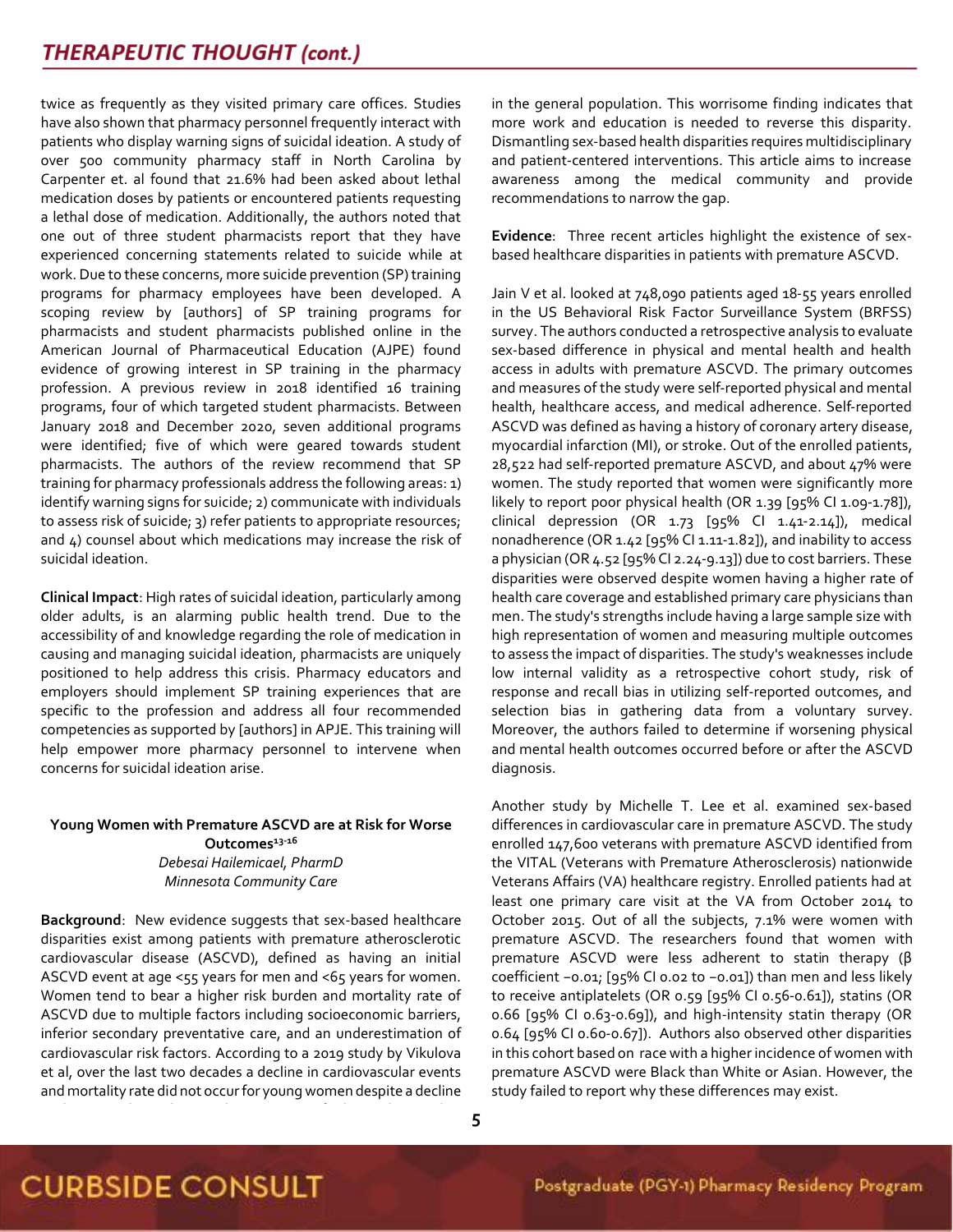twice as frequently as they visited primary care offices. Studies have also shown that pharmacy personnel frequently interact with patients who display warning signs of suicidal ideation. A study of over 500 community pharmacy staff in North Carolina by Carpenter et. al found that 21.6% had been asked about lethal medication doses by patients or encountered patients requesting a lethal dose of medication. Additionally, the authors noted that one out of three student pharmacists report that they have experienced concerning statements related to suicide while at work. Due to these concerns, more suicide prevention (SP) training programs for pharmacy employees have been developed. A scoping review by [authors] of SP training programs for pharmacists and student pharmacists published online in the American Journal of Pharmaceutical Education (AJPE) found evidence of growing interest in SP training in the pharmacy profession. A previous review in 2018 identified 16 training programs, four of which targeted student pharmacists. Between January 2018 and December 2020, seven additional programs were identified; five of which were geared towards student pharmacists. The authors of the review recommend that SP training for pharmacy professionals address the following areas: 1) identify warning signs for suicide; 2) communicate with individuals to assess risk of suicide; 3) refer patients to appropriate resources; and 4) counsel about which medications may increase the risk of suicidal ideation.

**Clinical Impact**: High rates of suicidal ideation, particularly among older adults, is an alarming public health trend. Due to the accessibility of and knowledge regarding the role of medication in causing and managing suicidal ideation, pharmacists are uniquely positioned to help address this crisis. Pharmacy educators and employers should implement SP training experiences that are specific to the profession and address all four recommended competencies as supported by [authors] in APJE. This training will help empower more pharmacy personnel to intervene when concerns for suicidal ideation arise.

### Young Women with Premature ASCVD are at Risk for Worse Outcomes[13-16]

*Debesai Hailemicael, PharmD*
*Minnesota Community Care*

**Background**: New evidence suggests that sex-based healthcare disparities exist among patients with premature atherosclerotic cardiovascular disease (ASCVD), defined as having an initial ASCVD event at age <55 years for men and <65 years for women. Women tend to bear a higher risk burden and mortality rate of ASCVD due to multiple factors including socioeconomic barriers, inferior secondary preventative care, and an underestimation of cardiovascular risk factors. According to a 2019 study by Vikulova et al, over the last two decades a decline in cardiovascular events and mortality rate did not occur for young women despite a decline in the general population. This worrisome finding indicates that more work and education is needed to reverse this disparity. Dismantling sex-based health disparities requires multidisciplinary and patient-centered interventions. This article aims to increase awareness among the medical community and provide recommendations to narrow the gap.

**Evidence**: Three recent articles highlight the existence of sex-based healthcare disparities in patients with premature ASCVD.

Jain V et al. looked at 748,090 patients aged 18-55 years enrolled in the US Behavioral Risk Factor Surveillance System (BRFSS) survey. The authors conducted a retrospective analysis to evaluate sex-based difference in physical and mental health and health access in adults with premature ASCVD. The primary outcomes and measures of the study were self-reported physical and mental health, healthcare access, and medical adherence. Self-reported ASCVD was defined as having a history of coronary artery disease, myocardial infarction (MI), or stroke. Out of the enrolled patients, 28,522 had self-reported premature ASCVD, and about 47% were women. The study reported that women were significantly more likely to report poor physical health (OR 1.39 [95% CI 1.09-1.78]), clinical depression (OR 1.73 [95% CI 1.41-2.14]), medical nonadherence (OR 1.42 [95% CI 1.11-1.82]), and inability to access a physician (OR 4.52 [95% CI 2.24-9.13]) due to cost barriers. These disparities were observed despite women having a higher rate of health care coverage and established primary care physicians than men. The study's strengths include having a large sample size with high representation of women and measuring multiple outcomes to assess the impact of disparities. The study's weaknesses include low internal validity as a retrospective cohort study, risk of response and recall bias in utilizing self-reported outcomes, and selection bias in gathering data from a voluntary survey. Moreover, the authors failed to determine if worsening physical and mental health outcomes occurred before or after the ASCVD diagnosis.

Another study by Michelle T. Lee et al. examined sex-based differences in cardiovascular care in premature ASCVD. The study enrolled 147,600 veterans with premature ASCVD identified from the VITAL (Veterans with Premature Atherosclerosis) nationwide Veterans Affairs (VA) healthcare registry. Enrolled patients had at least one primary care visit at the VA from October 2014 to October 2015. Out of all the subjects, 7.1% were women with premature ASCVD. The researchers found that women with premature ASCVD were less adherent to statin therapy (β coefficient −0.01; [95% CI 0.02 to −0.01]) than men and less likely to receive antiplatelets (OR 0.59 [95% CI 0.56-0.61]), statins (OR 0.66 [95% CI 0.63-0.69]), and high-intensity statin therapy (OR 0.64 [95% CI 0.60-0.67]). Authors also observed other disparities in this cohort based on race with a higher incidence of women with premature ASCVD were Black than White or Asian. However, the study failed to report why these differences may exist.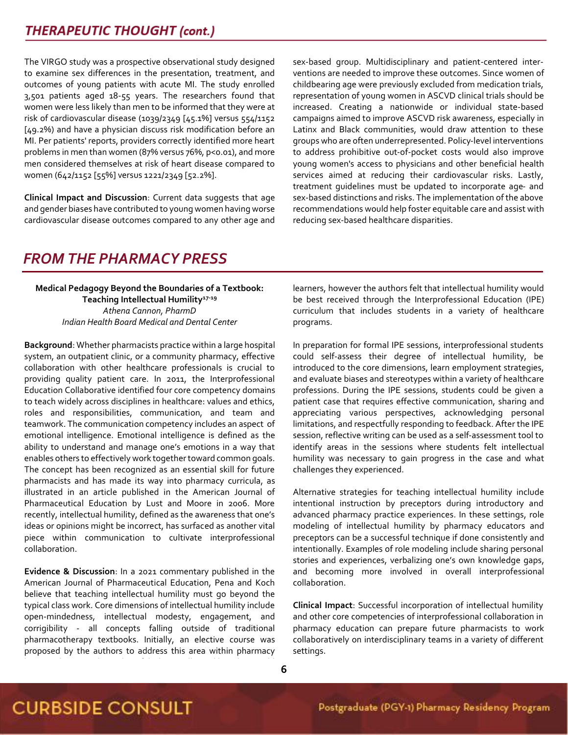## THERAPEUTIC THOUGHT (cont.)

The VIRGO study was a prospective observational study designed to examine sex differences in the presentation, treatment, and outcomes of young patients with acute MI. The study enrolled 3,501 patients aged 18-55 years. The researchers found that women were less likely than men to be informed that they were at risk of cardiovascular disease (1039/2349 [45.1%] versus 554/1152 [49.2%) and have a physician discuss risk modification before an MI. Per patients' reports, providers correctly identified more heart problems in men than women (87% versus 76%, $p<0.01$), and more men considered themselves at risk of heart disease compared to women (642/1152 [55%] versus 1221/2349 [52.2%].

**Clinical Impact and Discussion**: Current data suggests that age and gender biases have contributed to young women having worse cardiovascular disease outcomes compared to any other age and sex-based group. Multidisciplinary and patient-centered interventions are needed to improve these outcomes. Since women of childbearing age were previously excluded from medication trials, representation of young women in ASCVD clinical trials should be increased. Creating a nationwide or individual state-based campaigns aimed to improve ASCVD risk awareness, especially in Latinx and Black communities, would draw attention to these groups who are often underrepresented. Policy-level interventions to address prohibitive out-of-pocket costs would also improve young women's access to physicians and other beneficial health services aimed at reducing their cardiovascular risks. Lastly, treatment guidelines must be updated to incorporate age- and sex-based distinctions and risks. The implementation of the above recommendations would help foster equitable care and assist with reducing sex-based healthcare disparities.

## FROM THE PHARMACY PRESS

**Medical Pedagogy Beyond the Boundaries of a Textbook: Teaching Intellectual Humility[17-19]**
*Athena Cannon, PharmD*
*Indian Health Board Medical and Dental Center*

**Background**: Whether pharmacists practice within a large hospital system, an outpatient clinic, or a community pharmacy, effective collaboration with other healthcare professionals is crucial to providing quality patient care. In 2011, the Interprofessional Education Collaborative identified four core competency domains to teach widely across disciplines in healthcare: values and ethics, roles and responsibilities, communication, and team and teamwork. The communication competency includes an aspect of emotional intelligence. Emotional intelligence is defined as the ability to understand and manage one's emotions in a way that enables others to effectively work together toward common goals. The concept has been recognized as an essential skill for future pharmacists and has made its way into pharmacy curricula, as illustrated in an article published in the American Journal of Pharmaceutical Education by Lust and Moore in 2006. More recently, intellectual humility, defined as the awareness that one's ideas or opinions might be incorrect, has surfaced as another vital piece within communication to cultivate interprofessional collaboration.

**Evidence & Discussion**: In a 2021 commentary published in the American Journal of Pharmaceutical Education, Pena and Koch believe that teaching intellectual humility must go beyond the typical class work. Core dimensions of intellectual humility include open-mindedness, intellectual modesty, engagement, and corrigibility - all concepts falling outside of traditional pharmacotherapy textbooks. Initially, an elective course was proposed by the authors to address this area within pharmacy learners, however the authors felt that intellectual humility would be best received through the Interprofessional Education (IPE) curriculum that includes students in a variety of healthcare programs.

In preparation for formal IPE sessions, interprofessional students could self-assess their degree of intellectual humility, be introduced to the core dimensions, learn employment strategies, and evaluate biases and stereotypes within a variety of healthcare professions. During the IPE sessions, students could be given a patient case that requires effective communication, sharing and appreciating various perspectives, acknowledging personal limitations, and respectfully responding to feedback. After the IPE session, reflective writing can be used as a self-assessment tool to identify areas in the sessions where students felt intellectual humility was necessary to gain progress in the case and what challenges they experienced.

Alternative strategies for teaching intellectual humility include intentional instruction by preceptors during introductory and advanced pharmacy practice experiences. In these settings, role modeling of intellectual humility by pharmacy educators and preceptors can be a successful technique if done consistently and intentionally. Examples of role modeling include sharing personal stories and experiences, verbalizing one's own knowledge gaps, and becoming more involved in overall interprofessional collaboration.

**Clinical Impact**: Successful incorporation of intellectual humility and other core competencies of interprofessional collaboration in pharmacy education can prepare future pharmacists to work collaboratively on interdisciplinary teams in a variety of different settings.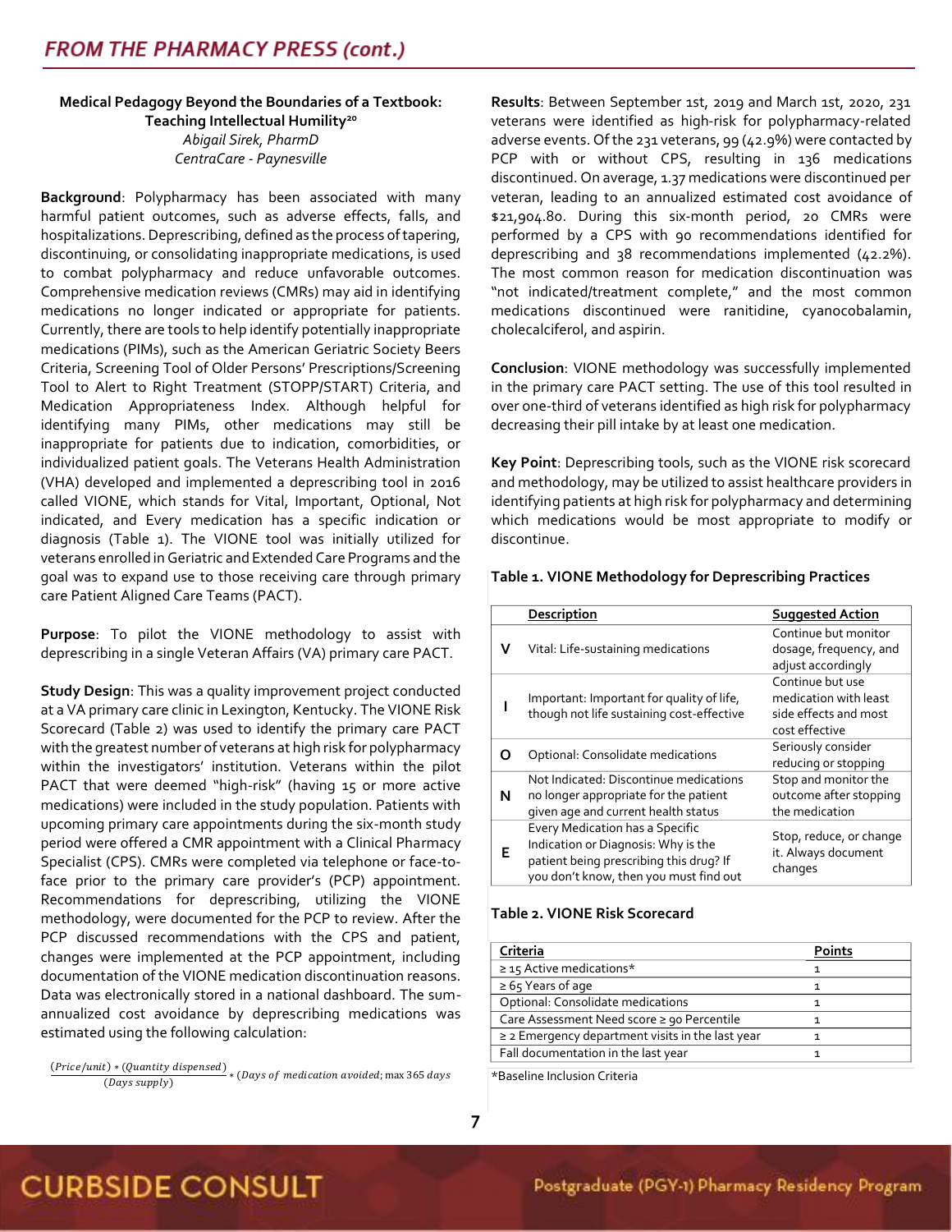## Medical Pedagogy Beyond the Boundaries of a Textbook: Teaching Intellectual Humility[20]

*Abigail Sirek, PharmD*
*CentraCare - Paynesville*

**Background**: Polypharmacy has been associated with many harmful patient outcomes, such as adverse effects, falls, and hospitalizations. Deprescribing, defined as the process of tapering, discontinuing, or consolidating inappropriate medications, is used to combat polypharmacy and reduce unfavorable outcomes. Comprehensive medication reviews (CMRs) may aid in identifying medications no longer indicated or appropriate for patients. Currently, there are tools to help identify potentially inappropriate medications (PIMs), such as the American Geriatric Society Beers Criteria, Screening Tool of Older Persons' Prescriptions/Screening Tool to Alert to Right Treatment (STOPP/START) Criteria, and Medication Appropriateness Index. Although helpful for identifying many PIMs, other medications may still be inappropriate for patients due to indication, comorbidities, or individualized patient goals. The Veterans Health Administration (VHA) developed and implemented a deprescribing tool in 2016 called VIONE, which stands for Vital, Important, Optional, Not indicated, and Every medication has a specific indication or diagnosis (Table 1). The VIONE tool was initially utilized for veterans enrolled in Geriatric and Extended Care Programs and the goal was to expand use to those receiving care through primary care Patient Aligned Care Teams (PACT).

**Purpose**: To pilot the VIONE methodology to assist with deprescribing in a single Veteran Affairs (VA) primary care PACT.

**Study Design**: This was a quality improvement project conducted at a VA primary care clinic in Lexington, Kentucky. The VIONE Risk Scorecard (Table 2) was used to identify the primary care PACT with the greatest number of veterans at high risk for polypharmacy within the investigators' institution. Veterans within the pilot PACT that were deemed "high-risk" (having 15 or more active medications) were included in the study population. Patients with upcoming primary care appointments during the six-month study period were offered a CMR appointment with a Clinical Pharmacy Specialist (CPS). CMRs were completed via telephone or face-to-face prior to the primary care provider's (PCP) appointment. Recommendations for deprescribing, utilizing the VIONE methodology, were documented for the PCP to review. After the PCP discussed recommendations with the CPS and patient, changes were implemented at the PCP appointment, including documentation of the VIONE medication discontinuation reasons. Data was electronically stored in a national dashboard. The sum-annualized cost avoidance by deprescribing medications was estimated using the following calculation:

$$\frac{(Price/unit) * (Quantity\ dispensed)}{(Days\ supply)} * (Days\ of\ medication\ avoided;\ \max 365\ days$$

**Results**: Between September 1st, 2019 and March 1st, 2020, 231 veterans were identified as high-risk for polypharmacy-related adverse events. Of the 231 veterans, 99 (42.9%) were contacted by PCP with or without CPS, resulting in 136 medications discontinued. On average, 1.37 medications were discontinued per veteran, leading to an annualized estimated cost avoidance of $21,904.80. During this six-month period, 20 CMRs were performed by a CPS with 90 recommendations identified for deprescribing and 38 recommendations implemented (42.2%). The most common reason for medication discontinuation was "not indicated/treatment complete," and the most common medications discontinued were ranitidine, cyanocobalamin, cholecalciferol, and aspirin.

**Conclusion**: VIONE methodology was successfully implemented in the primary care PACT setting. The use of this tool resulted in over one-third of veterans identified as high risk for polypharmacy decreasing their pill intake by at least one medication.

**Key Point**: Deprescribing tools, such as the VIONE risk scorecard and methodology, may be utilized to assist healthcare providers in identifying patients at high risk for polypharmacy and determining which medications would be most appropriate to modify or discontinue.

**Table 1. VIONE Methodology for Deprescribing Practices**

| | Description | Suggested Action |
|---|---|---|
| **V** | Vital: Life-sustaining medications | Continue but monitor dosage, frequency, and adjust accordingly |
| **I** | Important: Important for quality of life, though not life sustaining cost-effective | Continue but use medication with least side effects and most cost effective |
| **O** | Optional: Consolidate medications | Seriously consider reducing or stopping |
| **N** | Not Indicated: Discontinue medications no longer appropriate for the patient given age and current health status | Stop and monitor the outcome after stopping the medication |
| **E** | Every Medication has a Specific Indication or Diagnosis: Why is the patient being prescribing this drug? If you don't know, then you must find out | Stop, reduce, or change it. Always document changes |

**Table 2. VIONE Risk Scorecard**

| Criteria | Points |
|---|---|
| ≥ 15 Active medications* | 1 |
| ≥ 65 Years of age | 1 |
| Optional: Consolidate medications | 1 |
| Care Assessment Need score ≥ 90 Percentile | 1 |
| ≥ 2 Emergency department visits in the last year | 1 |
| Fall documentation in the last year | 1 |

*Baseline Inclusion Criteria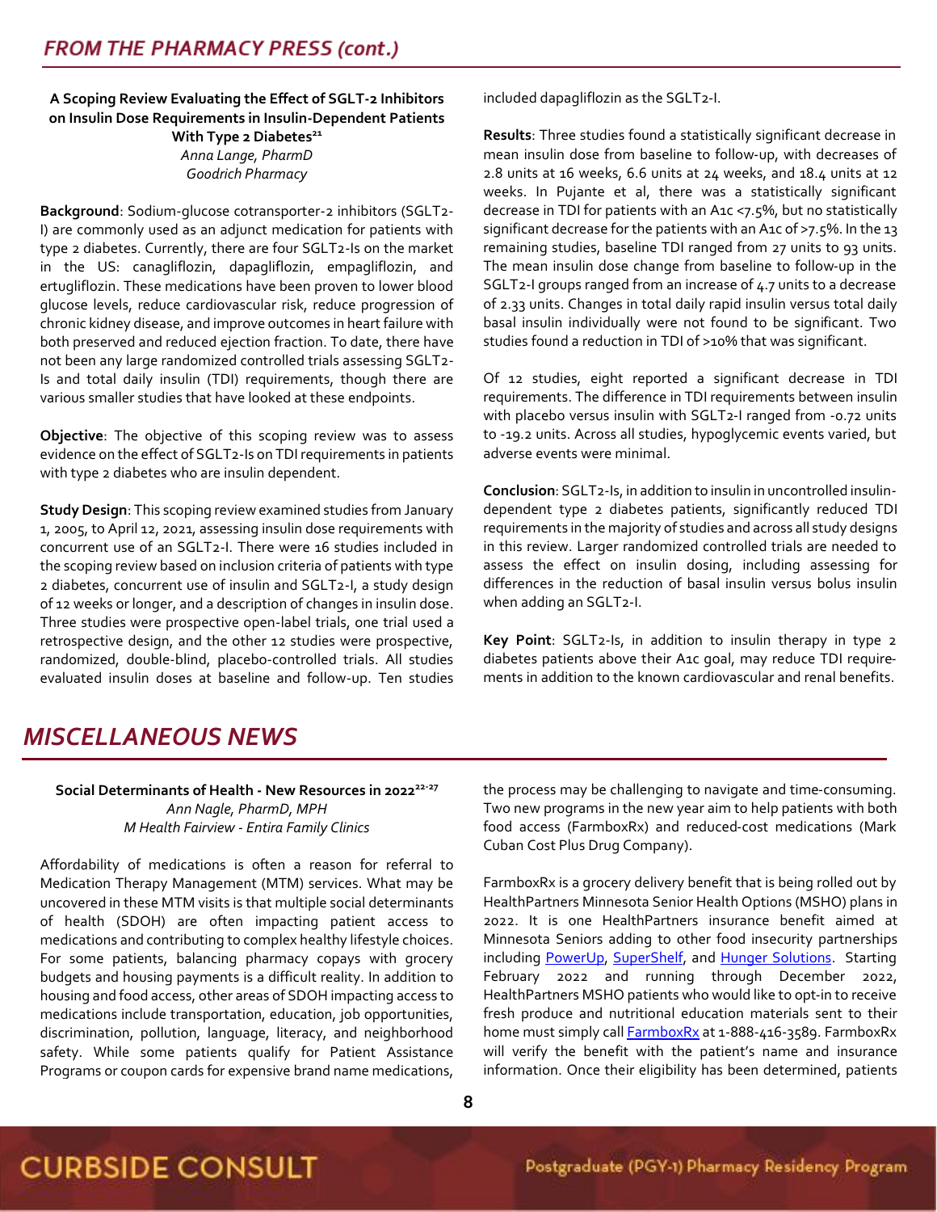## FROM THE PHARMACY PRESS (cont.)

**A Scoping Review Evaluating the Effect of SGLT-2 Inhibitors on Insulin Dose Requirements in Insulin-Dependent Patients With Type 2 Diabetes[21]**
*Anna Lange, PharmD*
*Goodrich Pharmacy*

**Background**: Sodium-glucose cotransporter-2 inhibitors (SGLT2-I) are commonly used as an adjunct medication for patients with type 2 diabetes. Currently, there are four SGLT2-Is on the market in the US: canagliflozin, dapagliflozin, empagliflozin, and ertugliflozin. These medications have been proven to lower blood glucose levels, reduce cardiovascular risk, reduce progression of chronic kidney disease, and improve outcomes in heart failure with both preserved and reduced ejection fraction. To date, there have not been any large randomized controlled trials assessing SGLT2-Is and total daily insulin (TDI) requirements, though there are various smaller studies that have looked at these endpoints.

**Objective**: The objective of this scoping review was to assess evidence on the effect of SGLT2-Is on TDI requirements in patients with type 2 diabetes who are insulin dependent.

**Study Design**: This scoping review examined studies from January 1, 2005, to April 12, 2021, assessing insulin dose requirements with concurrent use of an SGLT2-I. There were 16 studies included in the scoping review based on inclusion criteria of patients with type 2 diabetes, concurrent use of insulin and SGLT2-I, a study design of 12 weeks or longer, and a description of changes in insulin dose. Three studies were prospective open-label trials, one trial used a retrospective design, and the other 12 studies were prospective, randomized, double-blind, placebo-controlled trials. All studies evaluated insulin doses at baseline and follow-up. Ten studies included dapagliflozin as the SGLT2-I.

**Results**: Three studies found a statistically significant decrease in mean insulin dose from baseline to follow-up, with decreases of 2.8 units at 16 weeks, 6.6 units at 24 weeks, and 18.4 units at 12 weeks. In Pujante et al, there was a statistically significant decrease in TDI for patients with an A1c <7.5%, but no statistically significant decrease for the patients with an A1c of >7.5%. In the 13 remaining studies, baseline TDI ranged from 27 units to 93 units. The mean insulin dose change from baseline to follow-up in the SGLT2-I groups ranged from an increase of 4.7 units to a decrease of 2.33 units. Changes in total daily rapid insulin versus total daily basal insulin individually were not found to be significant. Two studies found a reduction in TDI of >10% that was significant.

Of 12 studies, eight reported a significant decrease in TDI requirements. The difference in TDI requirements between insulin with placebo versus insulin with SGLT2-I ranged from -0.72 units to -19.2 units. Across all studies, hypoglycemic events varied, but adverse events were minimal.

**Conclusion**: SGLT2-Is, in addition to insulin in uncontrolled insulin-dependent type 2 diabetes patients, significantly reduced TDI requirements in the majority of studies and across all study designs in this review. Larger randomized controlled trials are needed to assess the effect on insulin dosing, including assessing for differences in the reduction of basal insulin versus bolus insulin when adding an SGLT2-I.

**Key Point**: SGLT2-Is, in addition to insulin therapy in type 2 diabetes patients above their A1c goal, may reduce TDI requirements in addition to the known cardiovascular and renal benefits.

## MISCELLANEOUS NEWS

**Social Determinants of Health - New Resources in 2022[22-27]**
*Ann Nagle, PharmD, MPH*
*M Health Fairview - Entira Family Clinics*

Affordability of medications is often a reason for referral to Medication Therapy Management (MTM) services. What may be uncovered in these MTM visits is that multiple social determinants of health (SDOH) are often impacting patient access to medications and contributing to complex healthy lifestyle choices. For some patients, balancing pharmacy copays with grocery budgets and housing payments is a difficult reality. In addition to housing and food access, other areas of SDOH impacting access to medications include transportation, education, job opportunities, discrimination, pollution, language, literacy, and neighborhood safety. While some patients qualify for Patient Assistance Programs or coupon cards for expensive brand name medications, the process may be challenging to navigate and time-consuming. Two new programs in the new year aim to help patients with both food access (FarmboxRx) and reduced-cost medications (Mark Cuban Cost Plus Drug Company).

FarmboxRx is a grocery delivery benefit that is being rolled out by HealthPartners Minnesota Senior Health Options (MSHO) plans in 2022. It is one HealthPartners insurance benefit aimed at Minnesota Seniors adding to other food insecurity partnerships including PowerUp, SuperShelf, and Hunger Solutions. Starting February 2022 and running through December 2022, HealthPartners MSHO patients who would like to opt-in to receive fresh produce and nutritional education materials sent to their home must simply call FarmboxRx at 1-888-416-3589. FarmboxRx will verify the benefit with the patient's name and insurance information. Once their eligibility has been determined, patients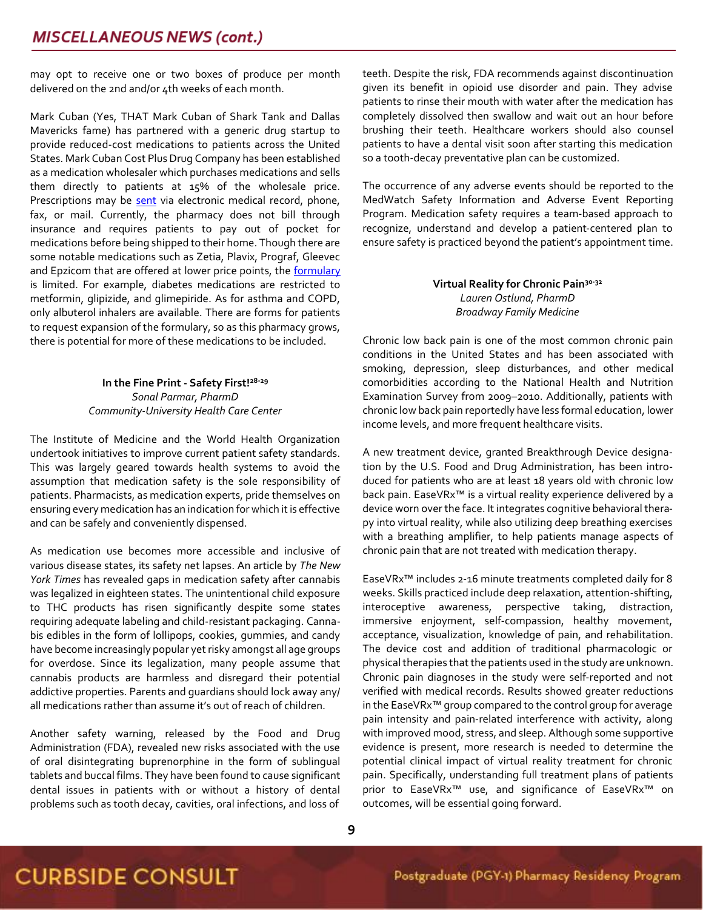may opt to receive one or two boxes of produce per month delivered on the 2nd and/or 4th weeks of each month.

Mark Cuban (Yes, THAT Mark Cuban of Shark Tank and Dallas Mavericks fame) has partnered with a generic drug startup to provide reduced-cost medications to patients across the United States. Mark Cuban Cost Plus Drug Company has been established as a medication wholesaler which purchases medications and sells them directly to patients at 15% of the wholesale price. Prescriptions may be sent via electronic medical record, phone, fax, or mail. Currently, the pharmacy does not bill through insurance and requires patients to pay out of pocket for medications before being shipped to their home. Though there are some notable medications such as Zetia, Plavix, Prograf, Gleevec and Epzicom that are offered at lower price points, the formulary is limited. For example, diabetes medications are restricted to metformin, glipizide, and glimepiride. As for asthma and COPD, only albuterol inhalers are available. There are forms for patients to request expansion of the formulary, so as this pharmacy grows, there is potential for more of these medications to be included.

### In the Fine Print - Safety First![28-29]

*Sonal Parmar, PharmD*
*Community-University Health Care Center*

The Institute of Medicine and the World Health Organization undertook initiatives to improve current patient safety standards. This was largely geared towards health systems to avoid the assumption that medication safety is the sole responsibility of patients. Pharmacists, as medication experts, pride themselves on ensuring every medication has an indication for which it is effective and can be safely and conveniently dispensed.

As medication use becomes more accessible and inclusive of various disease states, its safety net lapses. An article by *The New York Times* has revealed gaps in medication safety after cannabis was legalized in eighteen states. The unintentional child exposure to THC products has risen significantly despite some states requiring adequate labeling and child-resistant packaging. Cannabis edibles in the form of lollipops, cookies, gummies, and candy have become increasingly popular yet risky amongst all age groups for overdose. Since its legalization, many people assume that cannabis products are harmless and disregard their potential addictive properties. Parents and guardians should lock away any/all medications rather than assume it's out of reach of children.

Another safety warning, released by the Food and Drug Administration (FDA), revealed new risks associated with the use of oral disintegrating buprenorphine in the form of sublingual tablets and buccal films. They have been found to cause significant dental issues in patients with or without a history of dental problems such as tooth decay, cavities, oral infections, and loss of teeth. Despite the risk, FDA recommends against discontinuation given its benefit in opioid use disorder and pain. They advise patients to rinse their mouth with water after the medication has completely dissolved then swallow and wait out an hour before brushing their teeth. Healthcare workers should also counsel patients to have a dental visit soon after starting this medication so a tooth-decay preventative plan can be customized.

The occurrence of any adverse events should be reported to the MedWatch Safety Information and Adverse Event Reporting Program. Medication safety requires a team-based approach to recognize, understand and develop a patient-centered plan to ensure safety is practiced beyond the patient's appointment time.

### Virtual Reality for Chronic Pain[30-32]

*Lauren Ostlund, PharmD*
*Broadway Family Medicine*

Chronic low back pain is one of the most common chronic pain conditions in the United States and has been associated with smoking, depression, sleep disturbances, and other medical comorbidities according to the National Health and Nutrition Examination Survey from 2009–2010. Additionally, patients with chronic low back pain reportedly have less formal education, lower income levels, and more frequent healthcare visits.

A new treatment device, granted Breakthrough Device designation by the U.S. Food and Drug Administration, has been introduced for patients who are at least 18 years old with chronic low back pain. EaseVRx™ is a virtual reality experience delivered by a device worn over the face. It integrates cognitive behavioral therapy into virtual reality, while also utilizing deep breathing exercises with a breathing amplifier, to help patients manage aspects of chronic pain that are not treated with medication therapy.

EaseVRx™ includes 2-16 minute treatments completed daily for 8 weeks. Skills practiced include deep relaxation, attention-shifting, interoceptive awareness, perspective taking, distraction, immersive enjoyment, self-compassion, healthy movement, acceptance, visualization, knowledge of pain, and rehabilitation. The device cost and addition of traditional pharmacologic or physical therapies that the patients used in the study are unknown. Chronic pain diagnoses in the study were self-reported and not verified with medical records. Results showed greater reductions in the EaseVRx™ group compared to the control group for average pain intensity and pain-related interference with activity, along with improved mood, stress, and sleep. Although some supportive evidence is present, more research is needed to determine the potential clinical impact of virtual reality treatment for chronic pain. Specifically, understanding full treatment plans of patients prior to EaseVRx™ use, and significance of EaseVRx™ on outcomes, will be essential going forward.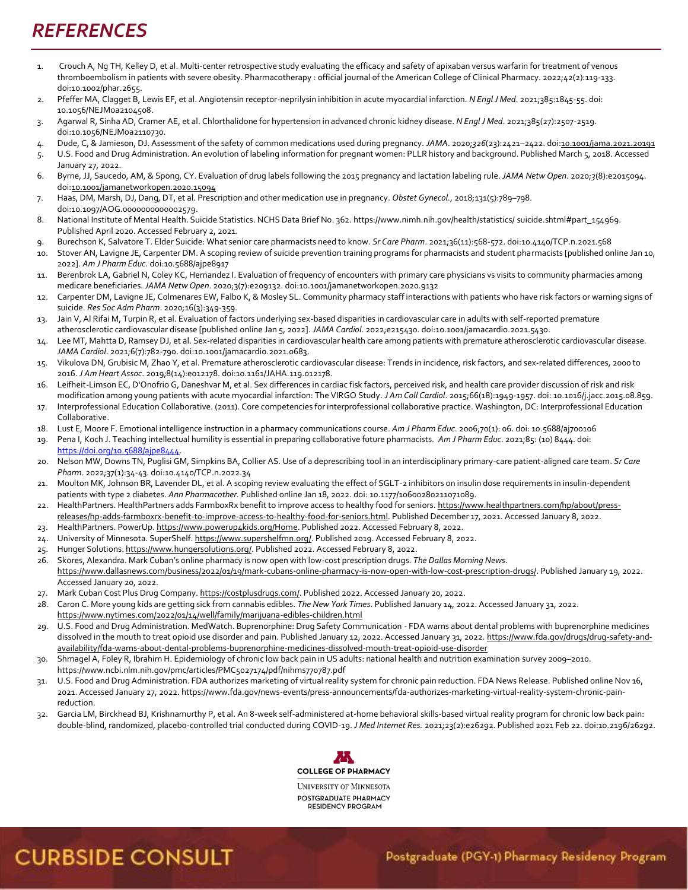# REFERENCES

1. Crouch A, Ng TH, Kelley D, et al. Multi-center retrospective study evaluating the efficacy and safety of apixaban versus warfarin for treatment of venous thromboembolism in patients with severe obesity. Pharmacotherapy : official journal of the American College of Clinical Pharmacy. 2022;42(2):119-133. doi:10.1002/phar.2655.
2. Pfeffer MA, Clagget B, Lewis EF, et al. Angiotensin receptor-neprilysin inhibition in acute myocardial infarction. *N Engl J Med*. 2021;385:1845-55. doi: 10.1056/NEJMoa2104508.
3. Agarwal R, Sinha AD, Cramer AE, et al. Chlorthalidone for hypertension in advanced chronic kidney disease. *N Engl J Med*. 2021;385(27):2507-2519. doi:10.1056/NEJMoa2110730.
4. Dude, C, & Jamieson, DJ. Assessment of the safety of common medications used during pregnancy. *JAMA*. 2020;*326*(23):2421–2422. doi:10.1001/jama.2021.20191
5. U.S. Food and Drug Administration. An evolution of labeling information for pregnant women: PLLR history and background. Published March 5, 2018. Accessed January 27, 2022.
6. Byrne, JJ, Saucedo, AM, & Spong, CY. Evaluation of drug labels following the 2015 pregnancy and lactation labeling rule. *JAMA Netw Open*. 2020;*3*(8):e2015094. doi:10.1001/jamanetworkopen.2020.15094
7. Haas, DM, Marsh, DJ, Dang, DT, et al. Prescription and other medication use in pregnancy. *Obstet Gynecol.*, 2018;131(5):789–798. doi:10.1097/AOG.0000000000002579.
8. National Institute of Mental Health. Suicide Statistics. NCHS Data Brief No. 362. https://www.nimh.nih.gov/health/statistics/ suicide.shtml#part_154969. Published April 2020. Accessed February 2, 2021.
9. Burechson K, Salvatore T. Elder Suicide: What senior care pharmacists need to know. *Sr Care Pharm*. 2021;36(11):568-572. doi:10.4140/TCP.n.2021.568
10. Stover AN, Lavigne JE, Carpenter DM. A scoping review of suicide prevention training programs for pharmacists and student pharmacists [published online Jan 10, 2022]. *Am J Pharm Educ*. doi:10.5688/ajpe8917
11. Berenbrok LA, Gabriel N, Coley KC, Hernandez I. Evaluation of frequency of encounters with primary care physicians vs visits to community pharmacies among medicare beneficiaries. *JAMA Netw Open*. 2020;3(7):e209132. doi:10.1001/jamanetworkopen.2020.9132
12. Carpenter DM, Lavigne JE, Colmenares EW, Falbo K, & Mosley SL. Community pharmacy staff interactions with patients who have risk factors or warning signs of suicide. *Res Soc Adm Pharm*. 2020;16(3):349-359.
13. Jain V, Al Rifai M, Turpin R, et al. Evaluation of factors underlying sex-based disparities in cardiovascular care in adults with self-reported premature atherosclerotic cardiovascular disease [published online Jan 5, 2022]. *JAMA Cardiol*. 2022;e215430. doi:10.1001/jamacardio.2021.5430.
14. Lee MT, Mahtta D, Ramsey DJ, et al. Sex-related disparities in cardiovascular health care among patients with premature atherosclerotic cardiovascular disease. *JAMA Cardiol*. 2021;6(7):782-790. doi:10.1001/jamacardio.2021.0683.
15. Vikulova DN, Grubisic M, Zhao Y, et al. Premature atherosclerotic cardiovascular disease: Trends in incidence, risk factors, and sex-related differences, 2000 to 2016. *J Am Heart Assoc*. 2019;8(14):e012178. doi:10.1161/JAHA.119.012178.
16. Leifheit-Limson EC, D'Onofrio G, Daneshvar M, et al. Sex differences in cardiac fisk factors, perceived risk, and health care provider discussion of risk and risk modification among young patients with acute myocardial infarction: The VIRGO Study. *J Am Coll Cardiol*. 2015;66(18):1949-1957. doi: 10.1016/j.jacc.2015.08.859.
17. Interprofessional Education Collaborative. (2011). Core competencies for interprofessional collaborative practice. Washington, DC: Interprofessional Education Collaborative.
18. Lust E, Moore F. Emotional intelligence instruction in a pharmacy communications course. *Am J Pharm Educ*. 2006;70(1): 06. doi: 10.5688/aj700106
19. Pena I, Koch J. Teaching intellectual humility is essential in preparing collaborative future pharmacists. *Am J Pharm Educ*. 2021;85: (10) 8444. doi: https://doi.org/10.5688/ajpe8444.
20. Nelson MW, Downs TN, Puglisi GM, Simpkins BA, Collier AS. Use of a deprescribing tool in an interdisciplinary primary-care patient-aligned care team. *Sr Care Pharm*. 2022;37(1):34-43. doi:10.4140/TCP.n.2022.34
21. Moulton MK, Johnson BR, Lavender DL, et al. A scoping review evaluating the effect of SGLT-2 inhibitors on insulin dose requirements in insulin-dependent patients with type 2 diabetes. *Ann Pharmacother.* Published online Jan 18, 2022. doi: 10.1177/10600280211071089.
22. HealthPartners. HealthPartners adds FarmboxRx benefit to improve access to healthy food for seniors. https://www.healthpartners.com/hp/about/press-releases/hp-adds-farmboxrx-benefit-to-improve-access-to-healthy-food-for-seniors.html. Published December 17, 2021. Accessed January 8, 2022.
23. HealthPartners. PowerUp. https://www.powerup4kids.org/Home. Published 2022. Accessed February 8, 2022.
24. University of Minnesota. SuperShelf. https://www.supershelfmn.org/. Published 2019. Accessed February 8, 2022.
25. Hunger Solutions. https://www.hungersolutions.org/. Published 2022. Accessed February 8, 2022.
26. Skores, Alexandra. Mark Cuban's online pharmacy is now open with low-cost prescription drugs. *The Dallas Morning News*. https://www.dallasnews.com/business/2022/01/19/mark-cubans-online-pharmacy-is-now-open-with-low-cost-prescription-drugs/. Published January 19, 2022. Accessed January 20, 2022.
27. Mark Cuban Cost Plus Drug Company. https://costplusdrugs.com/. Published 2022. Accessed January 20, 2022.
28. Caron C. More young kids are getting sick from cannabis edibles. *The New York Times*. Published January 14, 2022. Accessed January 31, 2022. https://www.nytimes.com/2022/01/14/well/family/marijuana-edibles-children.html
29. U.S. Food and Drug Administration. MedWatch. Buprenorphine: Drug Safety Communication - FDA warns about dental problems with buprenorphine medicines dissolved in the mouth to treat opioid use disorder and pain. Published January 12, 2022. Accessed January 31, 2022. https://www.fda.gov/drugs/drug-safety-and-availability/fda-warns-about-dental-problems-buprenorphine-medicines-dissolved-mouth-treat-opioid-use-disorder
30. Shmagel A, Foley R, Ibrahim H. Epidemiology of chronic low back pain in US adults: national health and nutrition examination survey 2009–2010. https://www.ncbi.nlm.nih.gov/pmc/articles/PMC5027174/pdf/nihms770787.pdf
31. U.S. Food and Drug Administration. FDA authorizes marketing of virtual reality system for chronic pain reduction. FDA News Release. Published online Nov 16, 2021. Accessed January 27, 2022. https://www.fda.gov/news-events/press-announcements/fda-authorizes-marketing-virtual-reality-system-chronic-pain-reduction.
32. Garcia LM, Birckhead BJ, Krishnamurthy P, et al. An 8-week self-administered at-home behavioral skills-based virtual reality program for chronic low back pain: double-blind, randomized, placebo-controlled trial conducted during COVID-19. *J Med Internet Res.* 2021;23(2):e26292. Published 2021 Feb 22. doi:10.2196/26292.

COLLEGE OF PHARMACY
UNIVERSITY OF MINNESOTA
POSTGRADUATE PHARMACY RESIDENCY PROGRAM